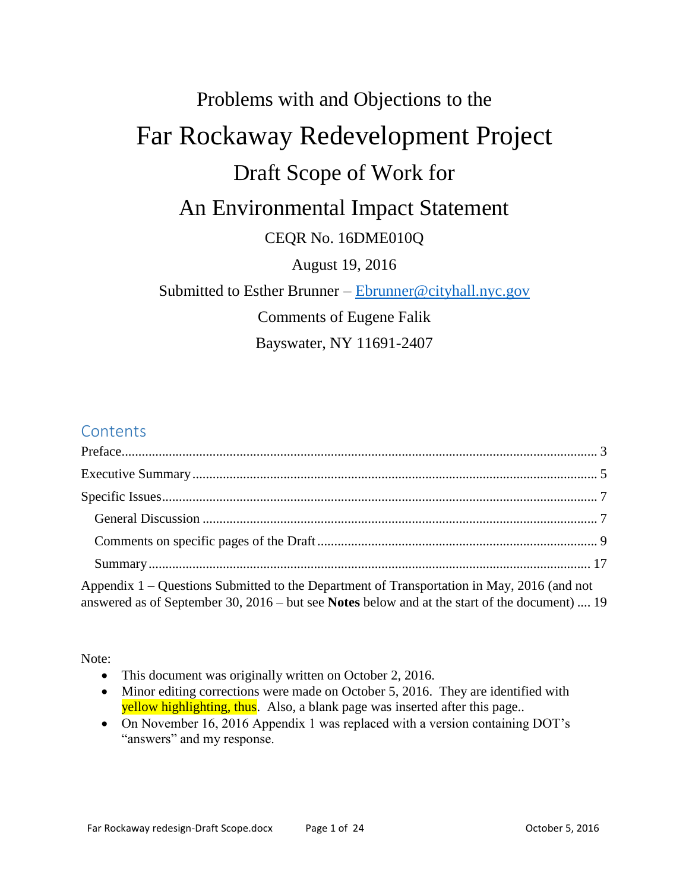# Problems with and Objections to the

# Far Rockaway Redevelopment Project

## Draft Scope of Work for

## An Environmental Impact Statement

CEQR No. 16DME010Q

August 19, 2016

Submitted to Esther Brunner – Ebrunner@cityhall.nyc.gov

Comments of Eugene Falik

Bayswater, NY 11691-2407

## Contents

Preface .... 3

Executive Summary .... 5

Specific Issues .... 7

- General Discussion .... 7
- Comments on specific pages of the Draft .... 9
- Summary .... 17

Appendix 1 – Questions Submitted to the Department of Transportation in May, 2016 (and not answered as of September 30, 2016 – but see **Notes** below and at the start of the document) .... 19

Note:

- This document was originally written on October 2, 2016.
- Minor editing corrections were made on October 5, 2016. They are identified with yellow highlighting, thus. Also, a blank page was inserted after this page..
- On November 16, 2016 Appendix 1 was replaced with a version containing DOT's "answers" and my response.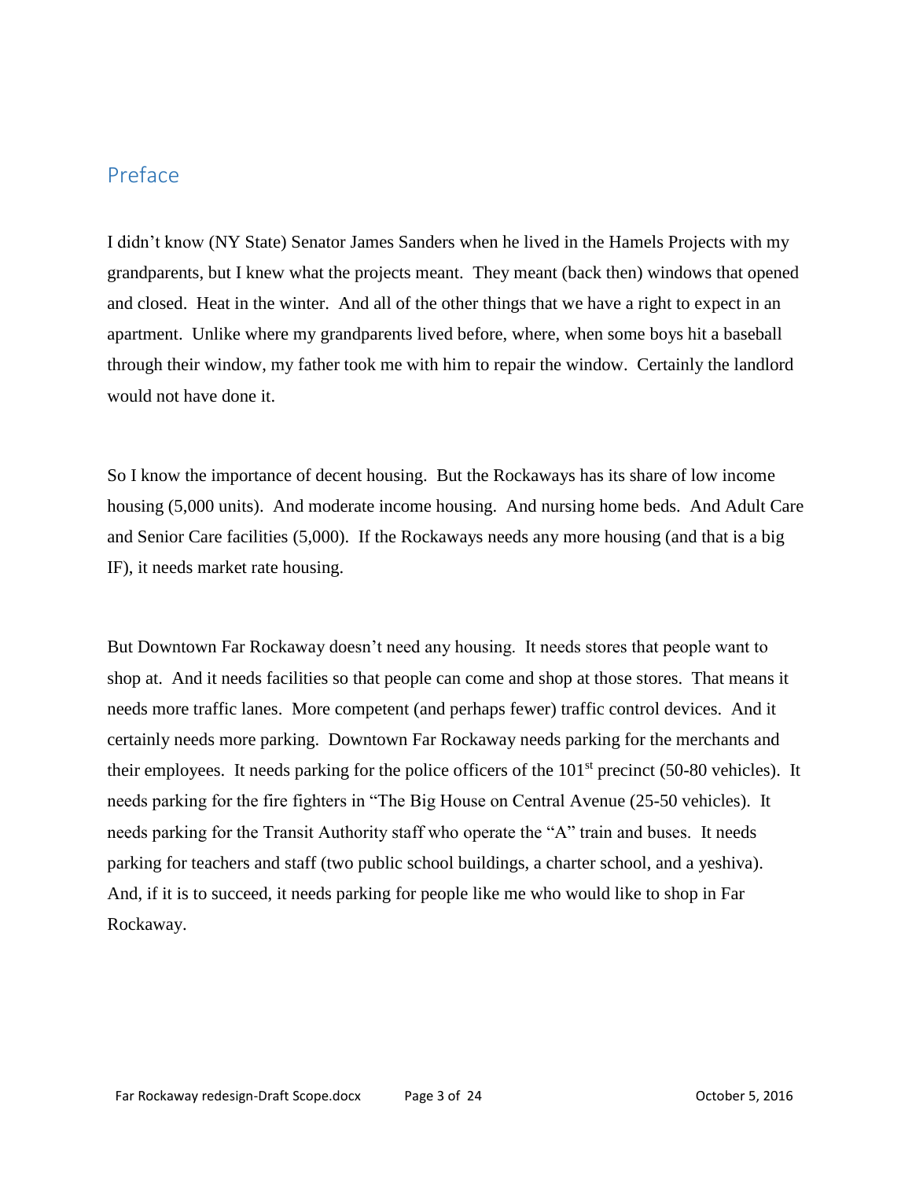## Preface

I didn't know (NY State) Senator James Sanders when he lived in the Hamels Projects with my grandparents, but I knew what the projects meant. They meant (back then) windows that opened and closed. Heat in the winter. And all of the other things that we have a right to expect in an apartment. Unlike where my grandparents lived before, where, when some boys hit a baseball through their window, my father took me with him to repair the window. Certainly the landlord would not have done it.

So I know the importance of decent housing. But the Rockaways has its share of low income housing (5,000 units). And moderate income housing. And nursing home beds. And Adult Care and Senior Care facilities (5,000). If the Rockaways needs any more housing (and that is a big IF), it needs market rate housing.

But Downtown Far Rockaway doesn't need any housing. It needs stores that people want to shop at. And it needs facilities so that people can come and shop at those stores. That means it needs more traffic lanes. More competent (and perhaps fewer) traffic control devices. And it certainly needs more parking. Downtown Far Rockaway needs parking for the merchants and their employees. It needs parking for the police officers of the 101st precinct (50-80 vehicles). It needs parking for the fire fighters in "The Big House on Central Avenue (25-50 vehicles). It needs parking for the Transit Authority staff who operate the "A" train and buses. It needs parking for teachers and staff (two public school buildings, a charter school, and a yeshiva). And, if it is to succeed, it needs parking for people like me who would like to shop in Far Rockaway.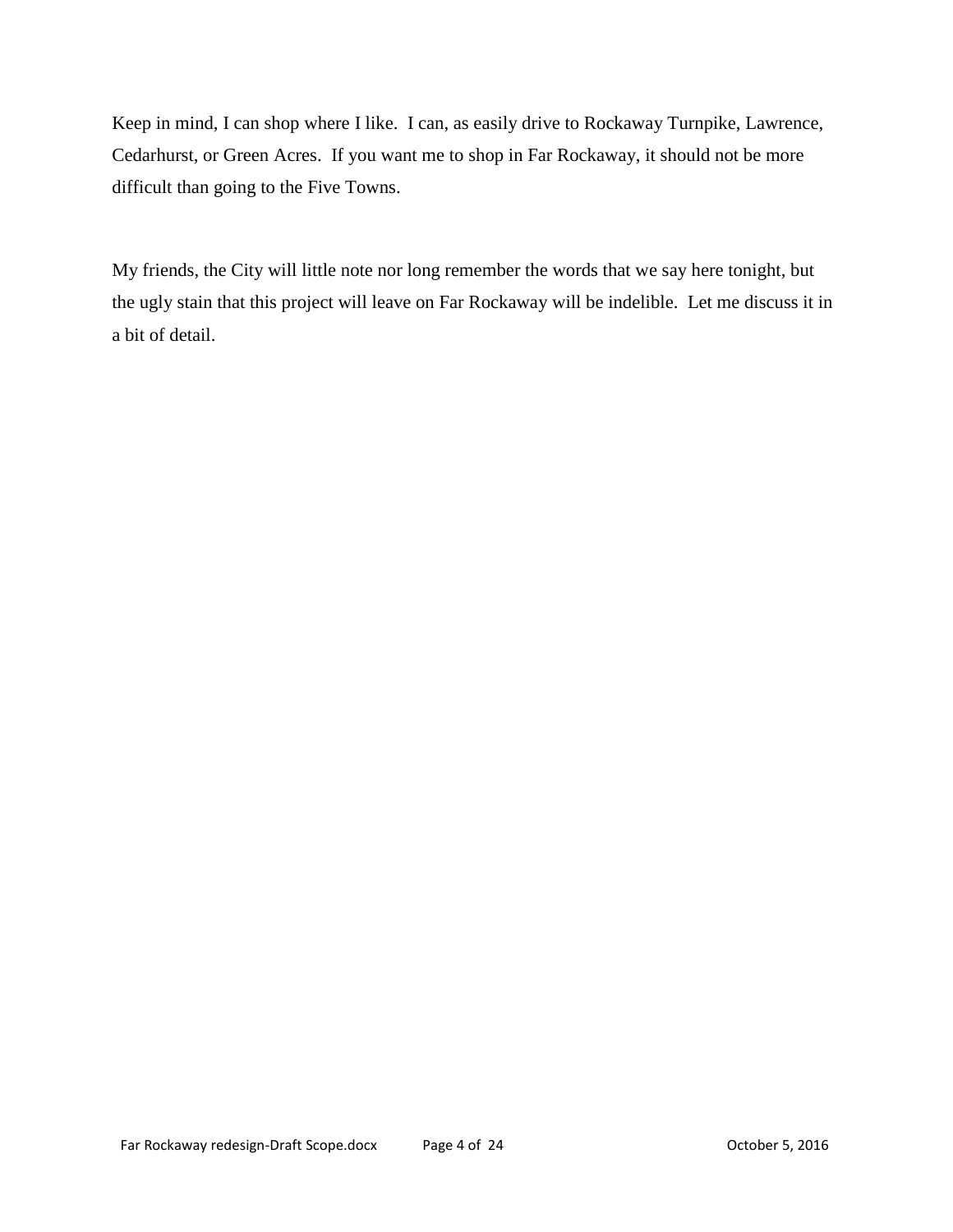Keep in mind, I can shop where I like.  I can, as easily drive to Rockaway Turnpike, Lawrence, Cedarhurst, or Green Acres.  If you want me to shop in Far Rockaway, it should not be more difficult than going to the Five Towns.

My friends, the City will little note nor long remember the words that we say here tonight, but the ugly stain that this project will leave on Far Rockaway will be indelible.  Let me discuss it in a bit of detail.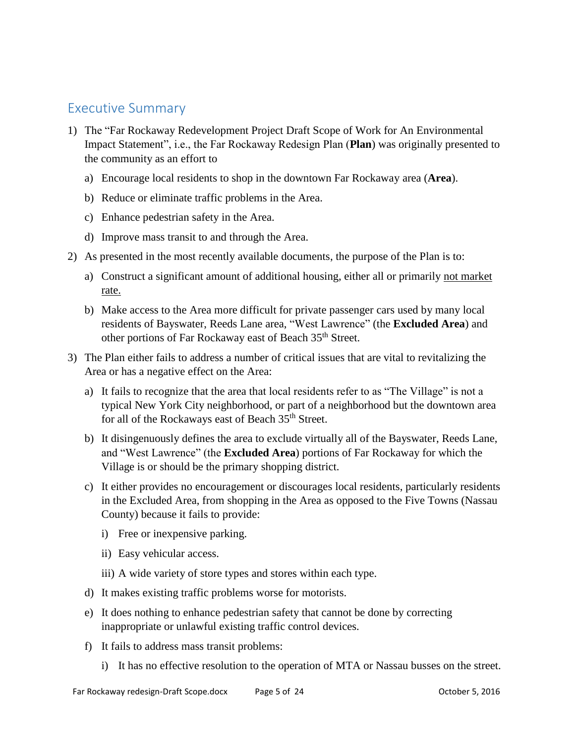## Executive Summary

1) The "Far Rockaway Redevelopment Project Draft Scope of Work for An Environmental Impact Statement", i.e., the Far Rockaway Redesign Plan (**Plan**) was originally presented to the community as an effort to

   a) Encourage local residents to shop in the downtown Far Rockaway area (**Area**).

   b) Reduce or eliminate traffic problems in the Area.

   c) Enhance pedestrian safety in the Area.

   d) Improve mass transit to and through the Area.

2) As presented in the most recently available documents, the purpose of the Plan is to:

   a) Construct a significant amount of additional housing, either all or primarily <u>not market rate.</u>

   b) Make access to the Area more difficult for private passenger cars used by many local residents of Bayswater, Reeds Lane area, "West Lawrence" (the **Excluded Area**) and other portions of Far Rockaway east of Beach 35th Street.

3) The Plan either fails to address a number of critical issues that are vital to revitalizing the Area or has a negative effect on the Area:

   a) It fails to recognize that the area that local residents refer to as "The Village" is not a typical New York City neighborhood, or part of a neighborhood but the downtown area for all of the Rockaways east of Beach 35th Street.

   b) It disingenuously defines the area to exclude virtually all of the Bayswater, Reeds Lane, and "West Lawrence" (the **Excluded Area**) portions of Far Rockaway for which the Village is or should be the primary shopping district.

   c) It either provides no encouragement or discourages local residents, particularly residents in the Excluded Area, from shopping in the Area as opposed to the Five Towns (Nassau County) because it fails to provide:

      i) Free or inexpensive parking.

      ii) Easy vehicular access.

      iii) A wide variety of store types and stores within each type.

   d) It makes existing traffic problems worse for motorists.

   e) It does nothing to enhance pedestrian safety that cannot be done by correcting inappropriate or unlawful existing traffic control devices.

   f) It fails to address mass transit problems:

      i) It has no effective resolution to the operation of MTA or Nassau busses on the street.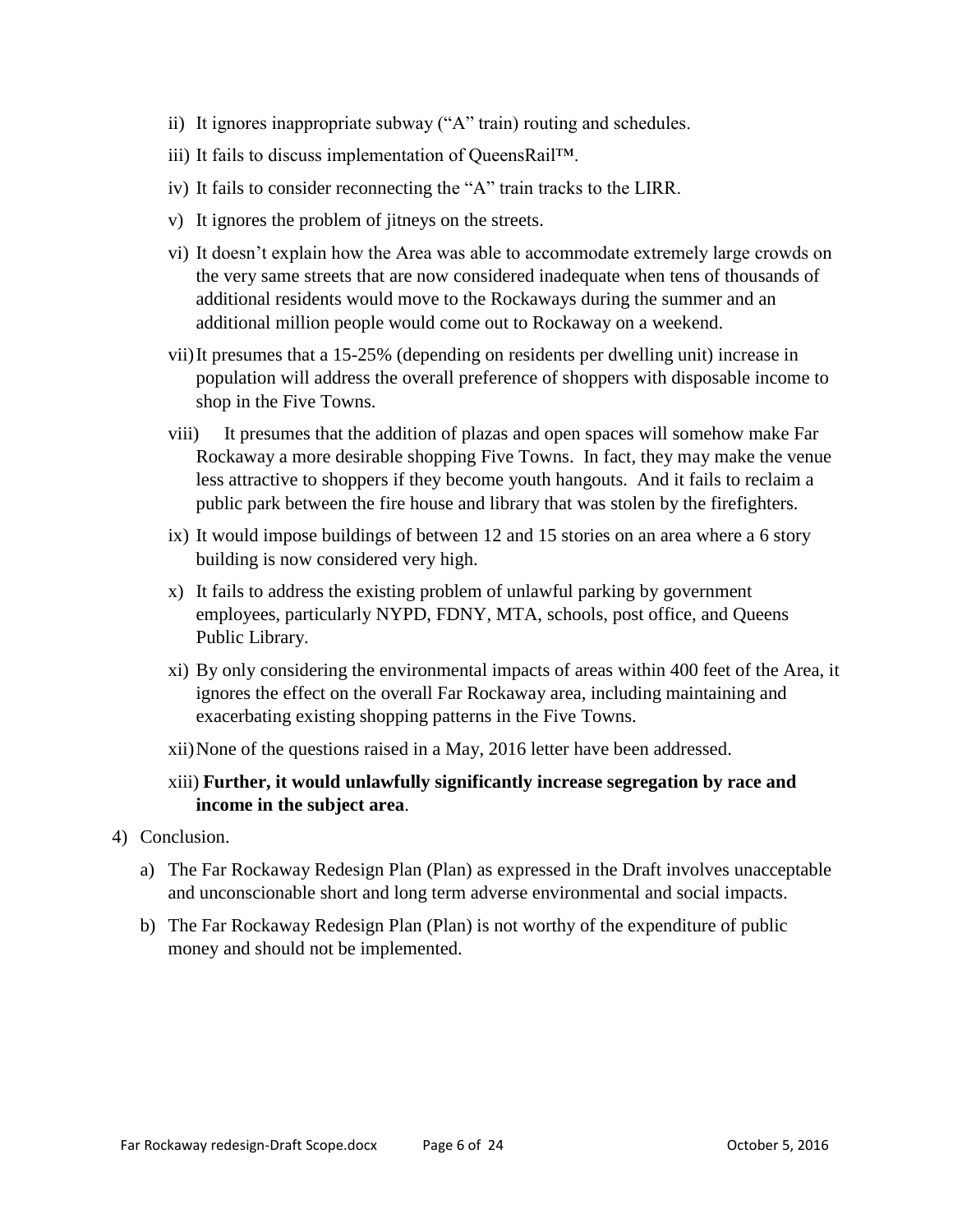ii) It ignores inappropriate subway ("A" train) routing and schedules.

iii) It fails to discuss implementation of QueensRail™.

iv) It fails to consider reconnecting the "A" train tracks to the LIRR.

v) It ignores the problem of jitneys on the streets.

vi) It doesn't explain how the Area was able to accommodate extremely large crowds on the very same streets that are now considered inadequate when tens of thousands of additional residents would move to the Rockaways during the summer and an additional million people would come out to Rockaway on a weekend.

vii) It presumes that a 15-25% (depending on residents per dwelling unit) increase in population will address the overall preference of shoppers with disposable income to shop in the Five Towns.

viii) It presumes that the addition of plazas and open spaces will somehow make Far Rockaway a more desirable shopping Five Towns. In fact, they may make the venue less attractive to shoppers if they become youth hangouts. And it fails to reclaim a public park between the fire house and library that was stolen by the firefighters.

ix) It would impose buildings of between 12 and 15 stories on an area where a 6 story building is now considered very high.

x) It fails to address the existing problem of unlawful parking by government employees, particularly NYPD, FDNY, MTA, schools, post office, and Queens Public Library.

xi) By only considering the environmental impacts of areas within 400 feet of the Area, it ignores the effect on the overall Far Rockaway area, including maintaining and exacerbating existing shopping patterns in the Five Towns.

xii) None of the questions raised in a May, 2016 letter have been addressed.

xiii) **Further, it would unlawfully significantly increase segregation by race and income in the subject area**.

4) Conclusion.

a) The Far Rockaway Redesign Plan (Plan) as expressed in the Draft involves unacceptable and unconscionable short and long term adverse environmental and social impacts.

b) The Far Rockaway Redesign Plan (Plan) is not worthy of the expenditure of public money and should not be implemented.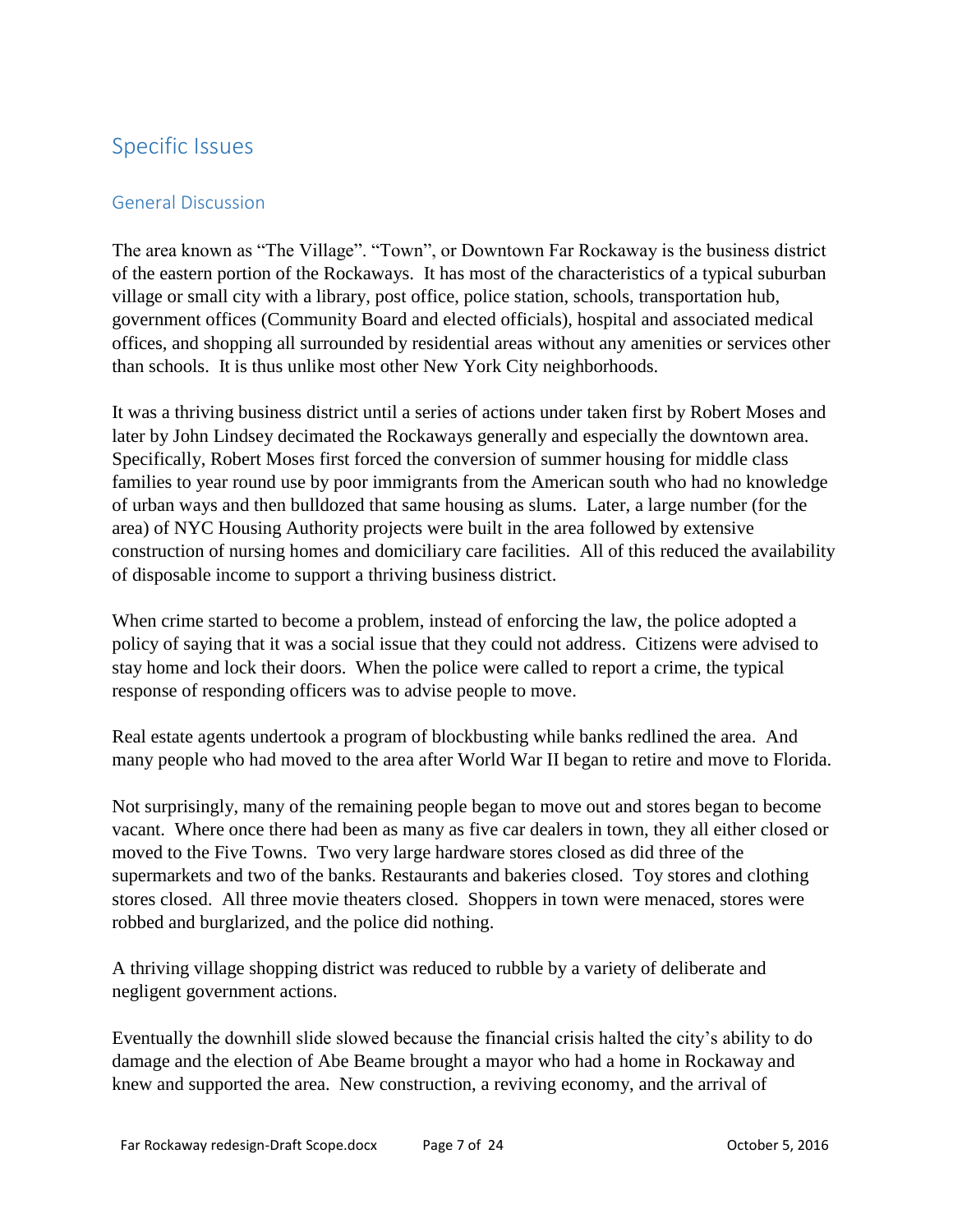## Specific Issues

### General Discussion

The area known as "The Village". "Town", or Downtown Far Rockaway is the business district of the eastern portion of the Rockaways. It has most of the characteristics of a typical suburban village or small city with a library, post office, police station, schools, transportation hub, government offices (Community Board and elected officials), hospital and associated medical offices, and shopping all surrounded by residential areas without any amenities or services other than schools. It is thus unlike most other New York City neighborhoods.

It was a thriving business district until a series of actions under taken first by Robert Moses and later by John Lindsey decimated the Rockaways generally and especially the downtown area. Specifically, Robert Moses first forced the conversion of summer housing for middle class families to year round use by poor immigrants from the American south who had no knowledge of urban ways and then bulldozed that same housing as slums. Later, a large number (for the area) of NYC Housing Authority projects were built in the area followed by extensive construction of nursing homes and domiciliary care facilities. All of this reduced the availability of disposable income to support a thriving business district.

When crime started to become a problem, instead of enforcing the law, the police adopted a policy of saying that it was a social issue that they could not address. Citizens were advised to stay home and lock their doors. When the police were called to report a crime, the typical response of responding officers was to advise people to move.

Real estate agents undertook a program of blockbusting while banks redlined the area. And many people who had moved to the area after World War II began to retire and move to Florida.

Not surprisingly, many of the remaining people began to move out and stores began to become vacant. Where once there had been as many as five car dealers in town, they all either closed or moved to the Five Towns. Two very large hardware stores closed as did three of the supermarkets and two of the banks. Restaurants and bakeries closed. Toy stores and clothing stores closed. All three movie theaters closed. Shoppers in town were menaced, stores were robbed and burglarized, and the police did nothing.

A thriving village shopping district was reduced to rubble by a variety of deliberate and negligent government actions.

Eventually the downhill slide slowed because the financial crisis halted the city's ability to do damage and the election of Abe Beame brought a mayor who had a home in Rockaway and knew and supported the area. New construction, a reviving economy, and the arrival of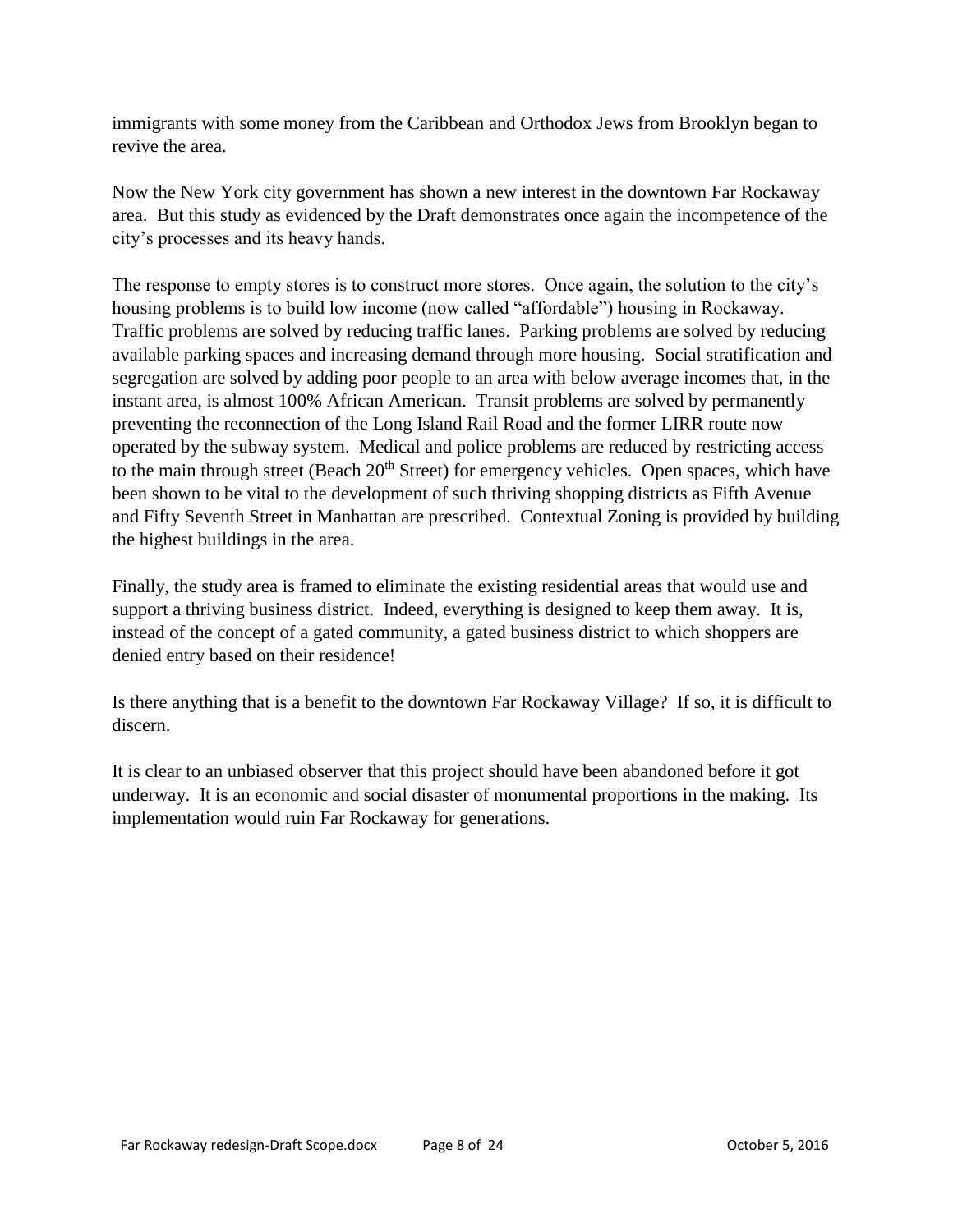immigrants with some money from the Caribbean and Orthodox Jews from Brooklyn began to revive the area.

Now the New York city government has shown a new interest in the downtown Far Rockaway area. But this study as evidenced by the Draft demonstrates once again the incompetence of the city's processes and its heavy hands.

The response to empty stores is to construct more stores. Once again, the solution to the city's housing problems is to build low income (now called "affordable") housing in Rockaway. Traffic problems are solved by reducing traffic lanes. Parking problems are solved by reducing available parking spaces and increasing demand through more housing. Social stratification and segregation are solved by adding poor people to an area with below average incomes that, in the instant area, is almost 100% African American. Transit problems are solved by permanently preventing the reconnection of the Long Island Rail Road and the former LIRR route now operated by the subway system. Medical and police problems are reduced by restricting access to the main through street (Beach 20th Street) for emergency vehicles. Open spaces, which have been shown to be vital to the development of such thriving shopping districts as Fifth Avenue and Fifty Seventh Street in Manhattan are prescribed. Contextual Zoning is provided by building the highest buildings in the area.

Finally, the study area is framed to eliminate the existing residential areas that would use and support a thriving business district. Indeed, everything is designed to keep them away. It is, instead of the concept of a gated community, a gated business district to which shoppers are denied entry based on their residence!

Is there anything that is a benefit to the downtown Far Rockaway Village? If so, it is difficult to discern.

It is clear to an unbiased observer that this project should have been abandoned before it got underway. It is an economic and social disaster of monumental proportions in the making. Its implementation would ruin Far Rockaway for generations.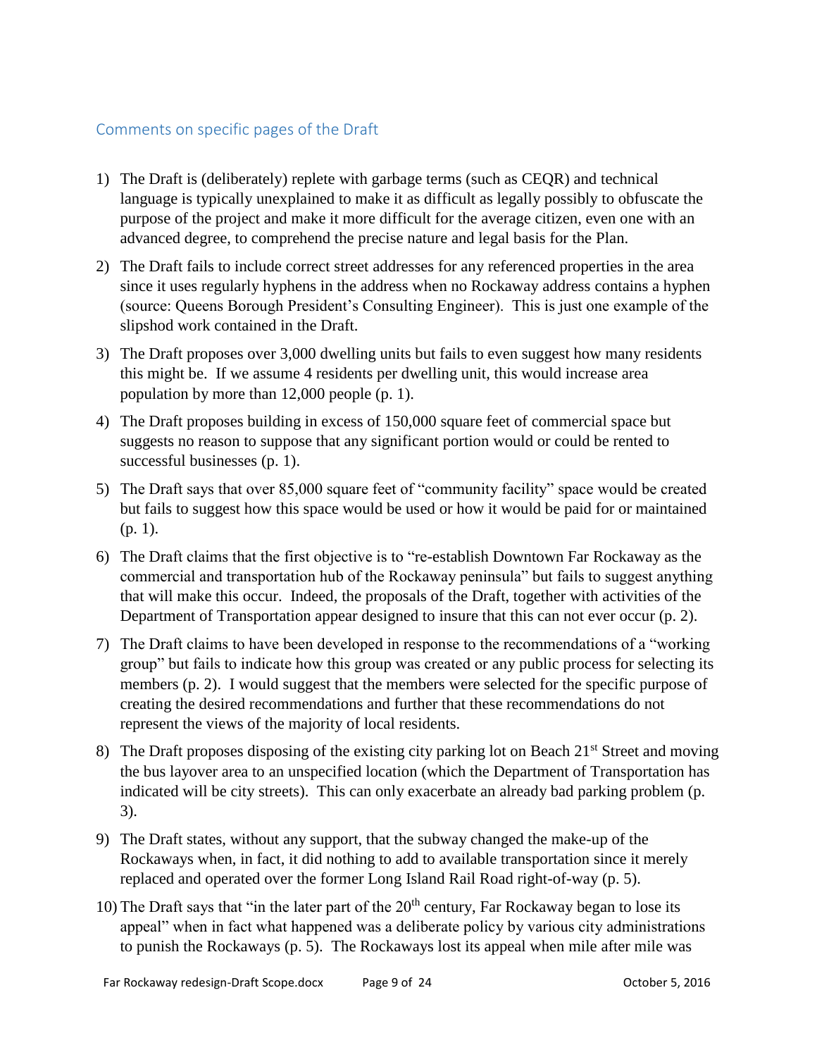## Comments on specific pages of the Draft

1) The Draft is (deliberately) replete with garbage terms (such as CEQR) and technical language is typically unexplained to make it as difficult as legally possibly to obfuscate the purpose of the project and make it more difficult for the average citizen, even one with an advanced degree, to comprehend the precise nature and legal basis for the Plan.

2) The Draft fails to include correct street addresses for any referenced properties in the area since it uses regularly hyphens in the address when no Rockaway address contains a hyphen (source: Queens Borough President's Consulting Engineer). This is just one example of the slipshod work contained in the Draft.

3) The Draft proposes over 3,000 dwelling units but fails to even suggest how many residents this might be. If we assume 4 residents per dwelling unit, this would increase area population by more than 12,000 people (p. 1).

4) The Draft proposes building in excess of 150,000 square feet of commercial space but suggests no reason to suppose that any significant portion would or could be rented to successful businesses (p. 1).

5) The Draft says that over 85,000 square feet of "community facility" space would be created but fails to suggest how this space would be used or how it would be paid for or maintained (p. 1).

6) The Draft claims that the first objective is to "re-establish Downtown Far Rockaway as the commercial and transportation hub of the Rockaway peninsula" but fails to suggest anything that will make this occur. Indeed, the proposals of the Draft, together with activities of the Department of Transportation appear designed to insure that this can not ever occur (p. 2).

7) The Draft claims to have been developed in response to the recommendations of a "working group" but fails to indicate how this group was created or any public process for selecting its members (p. 2). I would suggest that the members were selected for the specific purpose of creating the desired recommendations and further that these recommendations do not represent the views of the majority of local residents.

8) The Draft proposes disposing of the existing city parking lot on Beach 21st Street and moving the bus layover area to an unspecified location (which the Department of Transportation has indicated will be city streets). This can only exacerbate an already bad parking problem (p. 3).

9) The Draft states, without any support, that the subway changed the make-up of the Rockaways when, in fact, it did nothing to add to available transportation since it merely replaced and operated over the former Long Island Rail Road right-of-way (p. 5).

10) The Draft says that "in the later part of the 20th century, Far Rockaway began to lose its appeal" when in fact what happened was a deliberate policy by various city administrations to punish the Rockaways (p. 5). The Rockaways lost its appeal when mile after mile was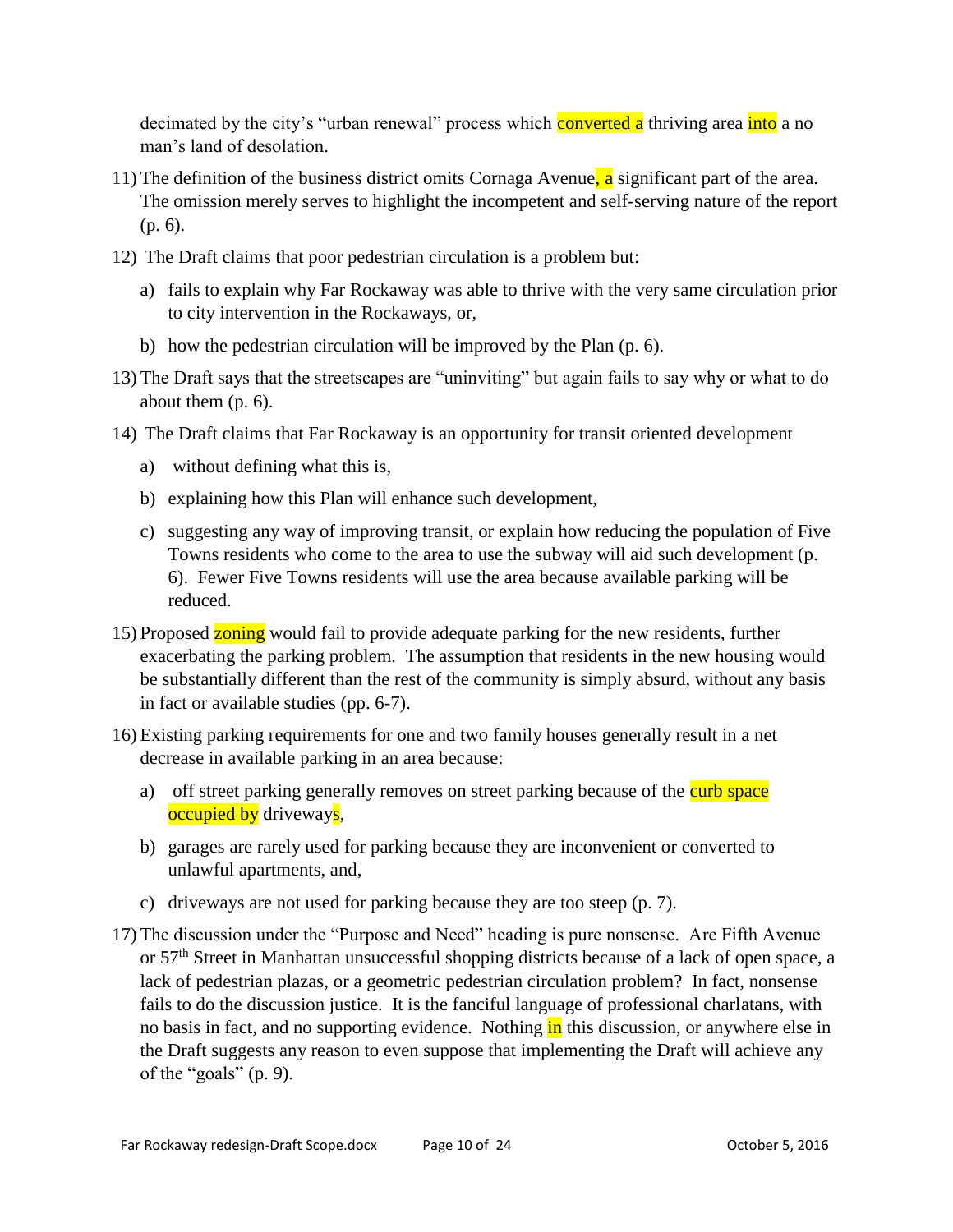decimated by the city's "urban renewal" process which converted a thriving area into a no man's land of desolation.

11) The definition of the business district omits Cornaga Avenue, a significant part of the area. The omission merely serves to highlight the incompetent and self-serving nature of the report (p. 6).

12) The Draft claims that poor pedestrian circulation is a problem but:

    a) fails to explain why Far Rockaway was able to thrive with the very same circulation prior to city intervention in the Rockaways, or,

    b) how the pedestrian circulation will be improved by the Plan (p. 6).

13) The Draft says that the streetscapes are "uninviting" but again fails to say why or what to do about them (p. 6).

14) The Draft claims that Far Rockaway is an opportunity for transit oriented development

    a) without defining what this is,

    b) explaining how this Plan will enhance such development,

    c) suggesting any way of improving transit, or explain how reducing the population of Five Towns residents who come to the area to use the subway will aid such development (p. 6). Fewer Five Towns residents will use the area because available parking will be reduced.

15) Proposed zoning would fail to provide adequate parking for the new residents, further exacerbating the parking problem. The assumption that residents in the new housing would be substantially different than the rest of the community is simply absurd, without any basis in fact or available studies (pp. 6-7).

16) Existing parking requirements for one and two family houses generally result in a net decrease in available parking in an area because:

    a) off street parking generally removes on street parking because of the curb space occupied by driveways,

    b) garages are rarely used for parking because they are inconvenient or converted to unlawful apartments, and,

    c) driveways are not used for parking because they are too steep (p. 7).

17) The discussion under the "Purpose and Need" heading is pure nonsense. Are Fifth Avenue or 57th Street in Manhattan unsuccessful shopping districts because of a lack of open space, a lack of pedestrian plazas, or a geometric pedestrian circulation problem? In fact, nonsense fails to do the discussion justice. It is the fanciful language of professional charlatans, with no basis in fact, and no supporting evidence. Nothing in this discussion, or anywhere else in the Draft suggests any reason to even suppose that implementing the Draft will achieve any of the "goals" (p. 9).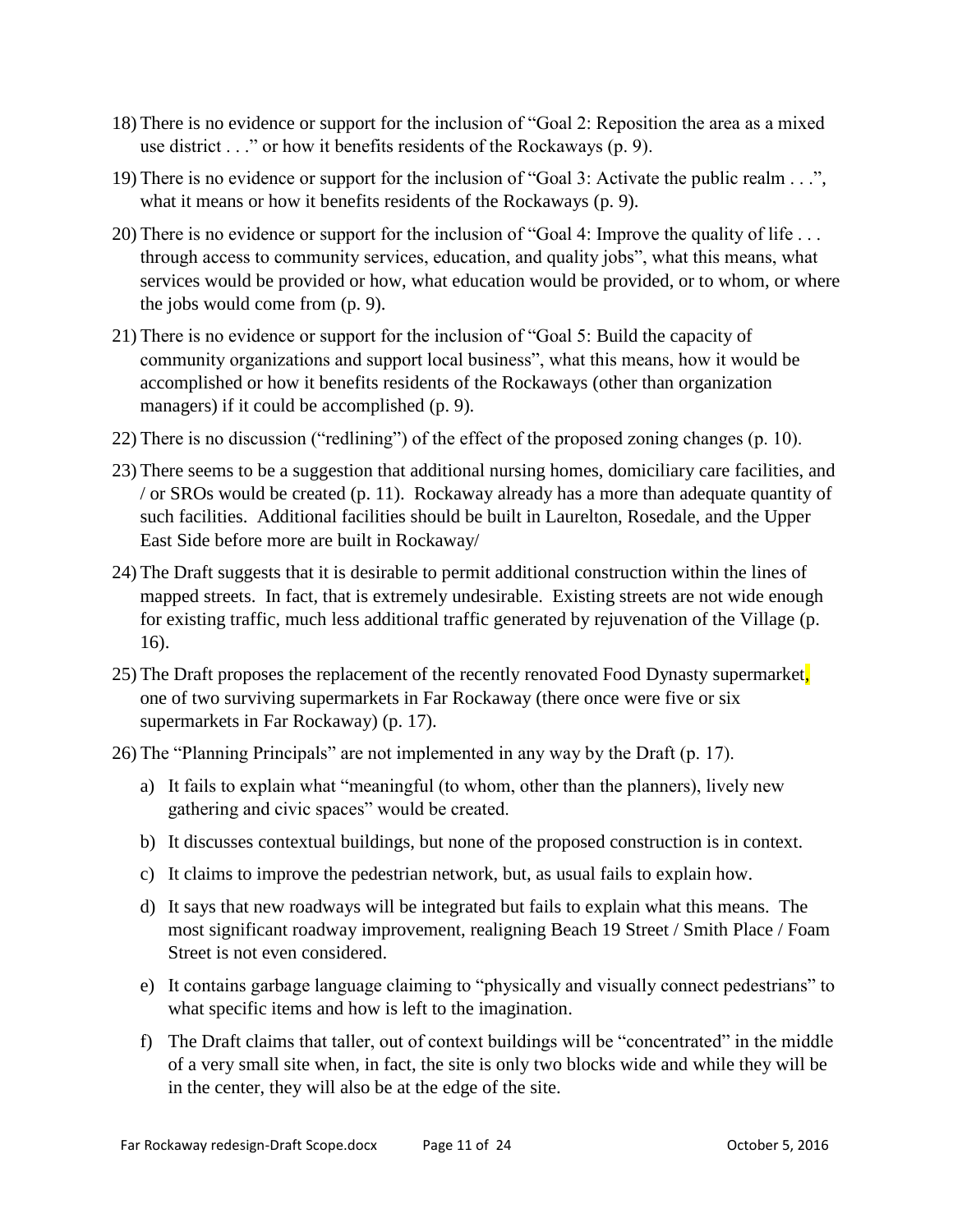18) There is no evidence or support for the inclusion of "Goal 2: Reposition the area as a mixed use district . . ." or how it benefits residents of the Rockaways (p. 9).

19) There is no evidence or support for the inclusion of "Goal 3: Activate the public realm . . .", what it means or how it benefits residents of the Rockaways (p. 9).

20) There is no evidence or support for the inclusion of "Goal 4: Improve the quality of life . . . through access to community services, education, and quality jobs", what this means, what services would be provided or how, what education would be provided, or to whom, or where the jobs would come from (p. 9).

21) There is no evidence or support for the inclusion of "Goal 5: Build the capacity of community organizations and support local business", what this means, how it would be accomplished or how it benefits residents of the Rockaways (other than organization managers) if it could be accomplished (p. 9).

22) There is no discussion ("redlining") of the effect of the proposed zoning changes (p. 10).

23) There seems to be a suggestion that additional nursing homes, domiciliary care facilities, and / or SROs would be created (p. 11). Rockaway already has a more than adequate quantity of such facilities. Additional facilities should be built in Laurelton, Rosedale, and the Upper East Side before more are built in Rockaway/

24) The Draft suggests that it is desirable to permit additional construction within the lines of mapped streets. In fact, that is extremely undesirable. Existing streets are not wide enough for existing traffic, much less additional traffic generated by rejuvenation of the Village (p. 16).

25) The Draft proposes the replacement of the recently renovated Food Dynasty supermarket, one of two surviving supermarkets in Far Rockaway (there once were five or six supermarkets in Far Rockaway) (p. 17).

26) The "Planning Principals" are not implemented in any way by the Draft (p. 17).

    a) It fails to explain what "meaningful (to whom, other than the planners), lively new gathering and civic spaces" would be created.

    b) It discusses contextual buildings, but none of the proposed construction is in context.

    c) It claims to improve the pedestrian network, but, as usual fails to explain how.

    d) It says that new roadways will be integrated but fails to explain what this means. The most significant roadway improvement, realigning Beach 19 Street / Smith Place / Foam Street is not even considered.

    e) It contains garbage language claiming to "physically and visually connect pedestrians" to what specific items and how is left to the imagination.

    f) The Draft claims that taller, out of context buildings will be "concentrated" in the middle of a very small site when, in fact, the site is only two blocks wide and while they will be in the center, they will also be at the edge of the site.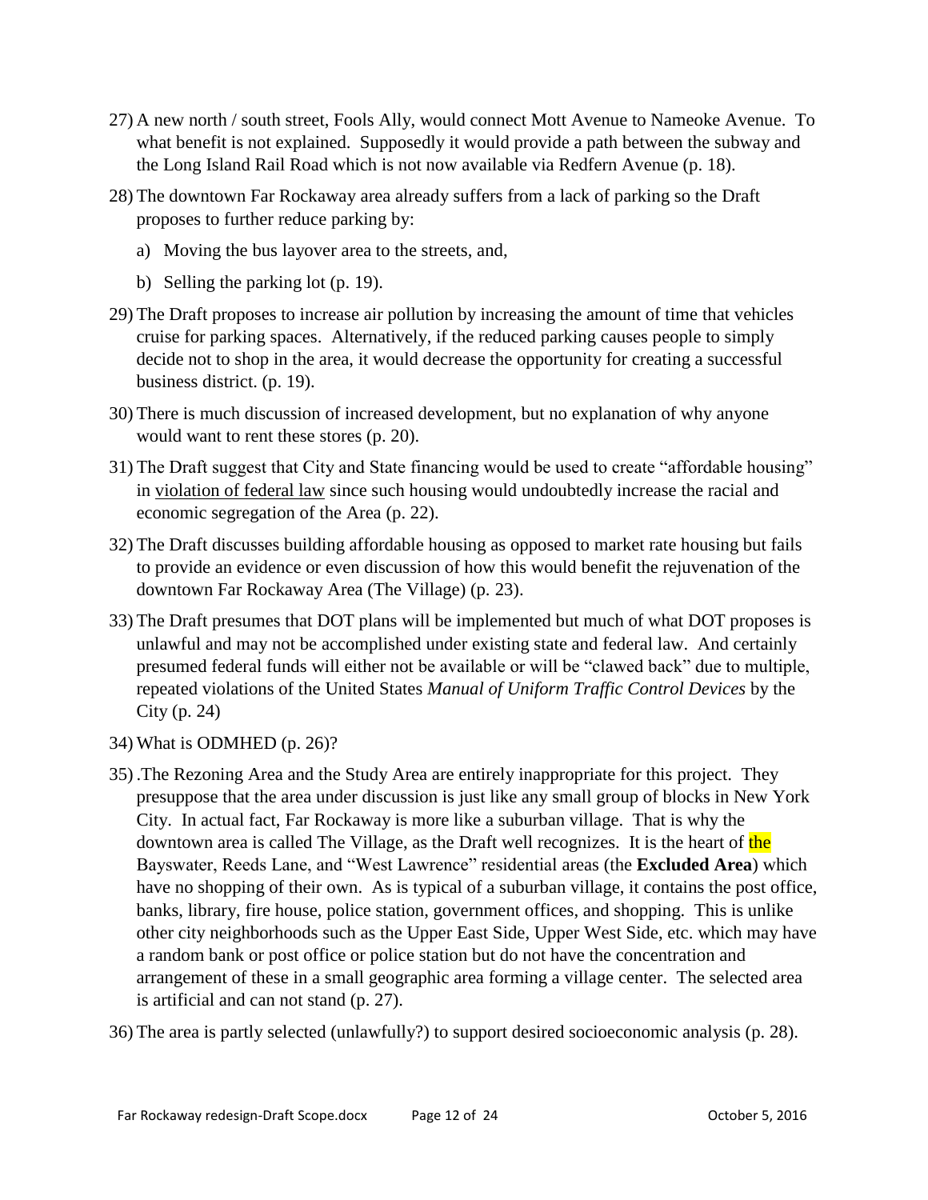27) A new north / south street, Fools Ally, would connect Mott Avenue to Nameoke Avenue. To what benefit is not explained. Supposedly it would provide a path between the subway and the Long Island Rail Road which is not now available via Redfern Avenue (p. 18).

28) The downtown Far Rockaway area already suffers from a lack of parking so the Draft proposes to further reduce parking by:

    a) Moving the bus layover area to the streets, and,

    b) Selling the parking lot (p. 19).

29) The Draft proposes to increase air pollution by increasing the amount of time that vehicles cruise for parking spaces. Alternatively, if the reduced parking causes people to simply decide not to shop in the area, it would decrease the opportunity for creating a successful business district. (p. 19).

30) There is much discussion of increased development, but no explanation of why anyone would want to rent these stores (p. 20).

31) The Draft suggest that City and State financing would be used to create "affordable housing" in <u>violation of federal law</u> since such housing would undoubtedly increase the racial and economic segregation of the Area (p. 22).

32) The Draft discusses building affordable housing as opposed to market rate housing but fails to provide an evidence or even discussion of how this would benefit the rejuvenation of the downtown Far Rockaway Area (The Village) (p. 23).

33) The Draft presumes that DOT plans will be implemented but much of what DOT proposes is unlawful and may not be accomplished under existing state and federal law. And certainly presumed federal funds will either not be available or will be "clawed back" due to multiple, repeated violations of the United States *Manual of Uniform Traffic Control Devices* by the City (p. 24)

34) What is ODMHED (p. 26)?

35) .The Rezoning Area and the Study Area are entirely inappropriate for this project. They presuppose that the area under discussion is just like any small group of blocks in New York City. In actual fact, Far Rockaway is more like a suburban village. That is why the downtown area is called The Village, as the Draft well recognizes. It is the heart of the Bayswater, Reeds Lane, and "West Lawrence" residential areas (the **Excluded Area**) which have no shopping of their own. As is typical of a suburban village, it contains the post office, banks, library, fire house, police station, government offices, and shopping. This is unlike other city neighborhoods such as the Upper East Side, Upper West Side, etc. which may have a random bank or post office or police station but do not have the concentration and arrangement of these in a small geographic area forming a village center. The selected area is artificial and can not stand (p. 27).

36) The area is partly selected (unlawfully?) to support desired socioeconomic analysis (p. 28).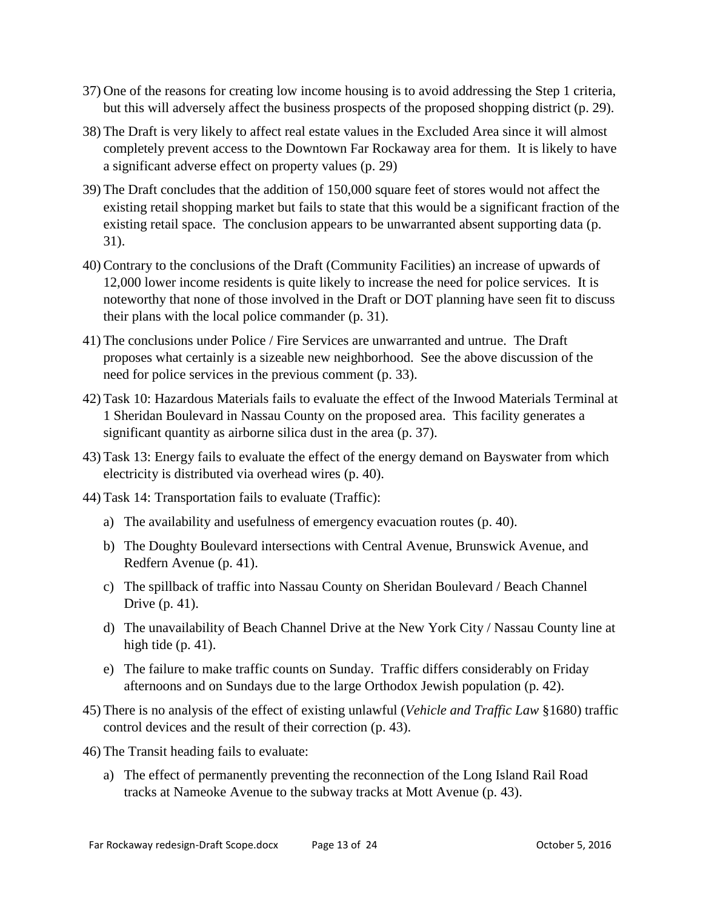37) One of the reasons for creating low income housing is to avoid addressing the Step 1 criteria, but this will adversely affect the business prospects of the proposed shopping district (p. 29).

38) The Draft is very likely to affect real estate values in the Excluded Area since it will almost completely prevent access to the Downtown Far Rockaway area for them. It is likely to have a significant adverse effect on property values (p. 29)

39) The Draft concludes that the addition of 150,000 square feet of stores would not affect the existing retail shopping market but fails to state that this would be a significant fraction of the existing retail space. The conclusion appears to be unwarranted absent supporting data (p. 31).

40) Contrary to the conclusions of the Draft (Community Facilities) an increase of upwards of 12,000 lower income residents is quite likely to increase the need for police services. It is noteworthy that none of those involved in the Draft or DOT planning have seen fit to discuss their plans with the local police commander (p. 31).

41) The conclusions under Police / Fire Services are unwarranted and untrue. The Draft proposes what certainly is a sizeable new neighborhood. See the above discussion of the need for police services in the previous comment (p. 33).

42) Task 10: Hazardous Materials fails to evaluate the effect of the Inwood Materials Terminal at 1 Sheridan Boulevard in Nassau County on the proposed area. This facility generates a significant quantity as airborne silica dust in the area (p. 37).

43) Task 13: Energy fails to evaluate the effect of the energy demand on Bayswater from which electricity is distributed via overhead wires (p. 40).

44) Task 14: Transportation fails to evaluate (Traffic):

    a) The availability and usefulness of emergency evacuation routes (p. 40).

    b) The Doughty Boulevard intersections with Central Avenue, Brunswick Avenue, and Redfern Avenue (p. 41).

    c) The spillback of traffic into Nassau County on Sheridan Boulevard / Beach Channel Drive (p. 41).

    d) The unavailability of Beach Channel Drive at the New York City / Nassau County line at high tide (p. 41).

    e) The failure to make traffic counts on Sunday. Traffic differs considerably on Friday afternoons and on Sundays due to the large Orthodox Jewish population (p. 42).

45) There is no analysis of the effect of existing unlawful (*Vehicle and Traffic Law* §1680) traffic control devices and the result of their correction (p. 43).

46) The Transit heading fails to evaluate:

    a) The effect of permanently preventing the reconnection of the Long Island Rail Road tracks at Nameoke Avenue to the subway tracks at Mott Avenue (p. 43).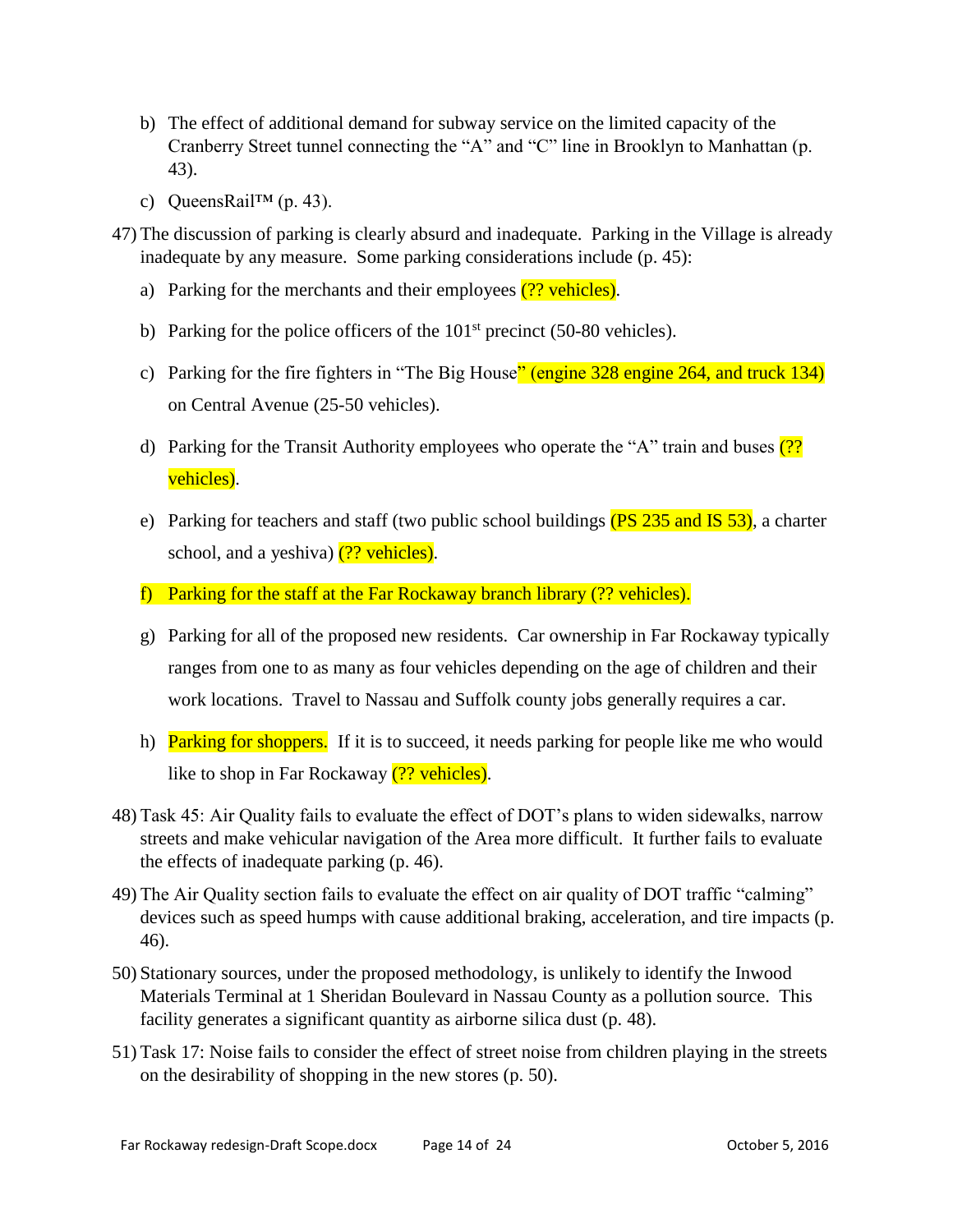b) The effect of additional demand for subway service on the limited capacity of the Cranberry Street tunnel connecting the "A" and "C" line in Brooklyn to Manhattan (p. 43).

   c) QueensRail™ (p. 43).

47) The discussion of parking is clearly absurd and inadequate. Parking in the Village is already inadequate by any measure. Some parking considerations include (p. 45):

   a) Parking for the merchants and their employees (?? vehicles).

   b) Parking for the police officers of the 101st precinct (50-80 vehicles).

   c) Parking for the fire fighters in "The Big House" (engine 328 engine 264, and truck 134) on Central Avenue (25-50 vehicles).

   d) Parking for the Transit Authority employees who operate the "A" train and buses (?? vehicles).

   e) Parking for teachers and staff (two public school buildings (PS 235 and IS 53), a charter school, and a yeshiva) (?? vehicles).

   f) Parking for the staff at the Far Rockaway branch library (?? vehicles).

   g) Parking for all of the proposed new residents. Car ownership in Far Rockaway typically ranges from one to as many as four vehicles depending on the age of children and their work locations. Travel to Nassau and Suffolk county jobs generally requires a car.

   h) Parking for shoppers. If it is to succeed, it needs parking for people like me who would like to shop in Far Rockaway (?? vehicles).

48) Task 45: Air Quality fails to evaluate the effect of DOT's plans to widen sidewalks, narrow streets and make vehicular navigation of the Area more difficult. It further fails to evaluate the effects of inadequate parking (p. 46).

49) The Air Quality section fails to evaluate the effect on air quality of DOT traffic "calming" devices such as speed humps with cause additional braking, acceleration, and tire impacts (p. 46).

50) Stationary sources, under the proposed methodology, is unlikely to identify the Inwood Materials Terminal at 1 Sheridan Boulevard in Nassau County as a pollution source. This facility generates a significant quantity as airborne silica dust (p. 48).

51) Task 17: Noise fails to consider the effect of street noise from children playing in the streets on the desirability of shopping in the new stores (p. 50).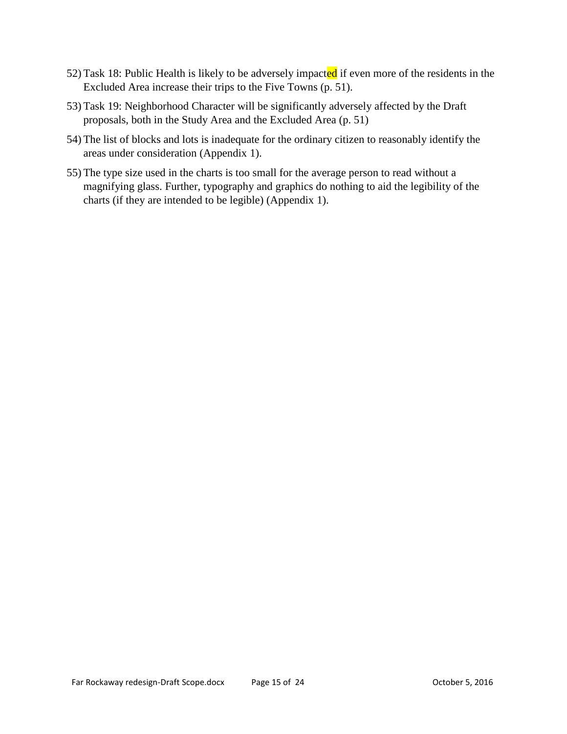52) Task 18: Public Health is likely to be adversely impacted if even more of the residents in the Excluded Area increase their trips to the Five Towns (p. 51).

53) Task 19: Neighborhood Character will be significantly adversely affected by the Draft proposals, both in the Study Area and the Excluded Area (p. 51)

54) The list of blocks and lots is inadequate for the ordinary citizen to reasonably identify the areas under consideration (Appendix 1).

55) The type size used in the charts is too small for the average person to read without a magnifying glass. Further, typography and graphics do nothing to aid the legibility of the charts (if they are intended to be legible) (Appendix 1).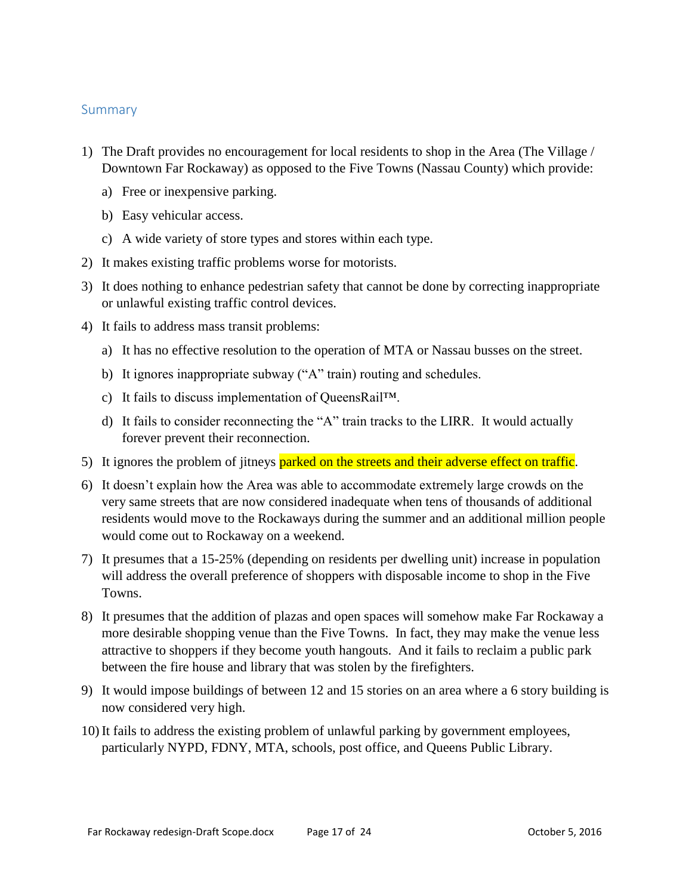## Summary

1) The Draft provides no encouragement for local residents to shop in the Area (The Village / Downtown Far Rockaway) as opposed to the Five Towns (Nassau County) which provide:
   a) Free or inexpensive parking.
   b) Easy vehicular access.
   c) A wide variety of store types and stores within each type.
2) It makes existing traffic problems worse for motorists.
3) It does nothing to enhance pedestrian safety that cannot be done by correcting inappropriate or unlawful existing traffic control devices.
4) It fails to address mass transit problems:
   a) It has no effective resolution to the operation of MTA or Nassau busses on the street.
   b) It ignores inappropriate subway ("A" train) routing and schedules.
   c) It fails to discuss implementation of QueensRail™.
   d) It fails to consider reconnecting the "A" train tracks to the LIRR. It would actually forever prevent their reconnection.
5) It ignores the problem of jitneys parked on the streets and their adverse effect on traffic.
6) It doesn't explain how the Area was able to accommodate extremely large crowds on the very same streets that are now considered inadequate when tens of thousands of additional residents would move to the Rockaways during the summer and an additional million people would come out to Rockaway on a weekend.
7) It presumes that a 15-25% (depending on residents per dwelling unit) increase in population will address the overall preference of shoppers with disposable income to shop in the Five Towns.
8) It presumes that the addition of plazas and open spaces will somehow make Far Rockaway a more desirable shopping venue than the Five Towns. In fact, they may make the venue less attractive to shoppers if they become youth hangouts. And it fails to reclaim a public park between the fire house and library that was stolen by the firefighters.
9) It would impose buildings of between 12 and 15 stories on an area where a 6 story building is now considered very high.
10) It fails to address the existing problem of unlawful parking by government employees, particularly NYPD, FDNY, MTA, schools, post office, and Queens Public Library.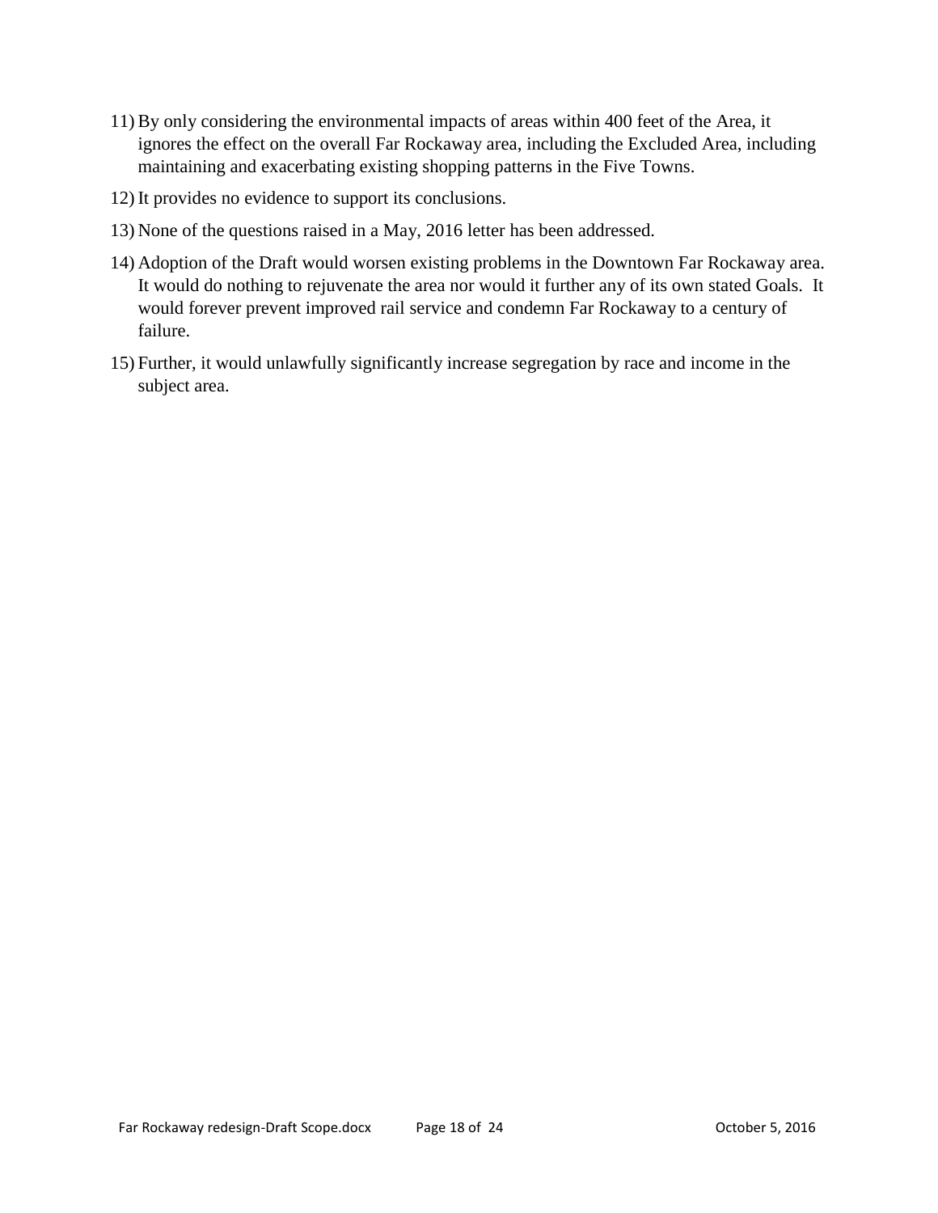11) By only considering the environmental impacts of areas within 400 feet of the Area, it ignores the effect on the overall Far Rockaway area, including the Excluded Area, including maintaining and exacerbating existing shopping patterns in the Five Towns.

12) It provides no evidence to support its conclusions.

13) None of the questions raised in a May, 2016 letter has been addressed.

14) Adoption of the Draft would worsen existing problems in the Downtown Far Rockaway area. It would do nothing to rejuvenate the area nor would it further any of its own stated Goals. It would forever prevent improved rail service and condemn Far Rockaway to a century of failure.

15) Further, it would unlawfully significantly increase segregation by race and income in the subject area.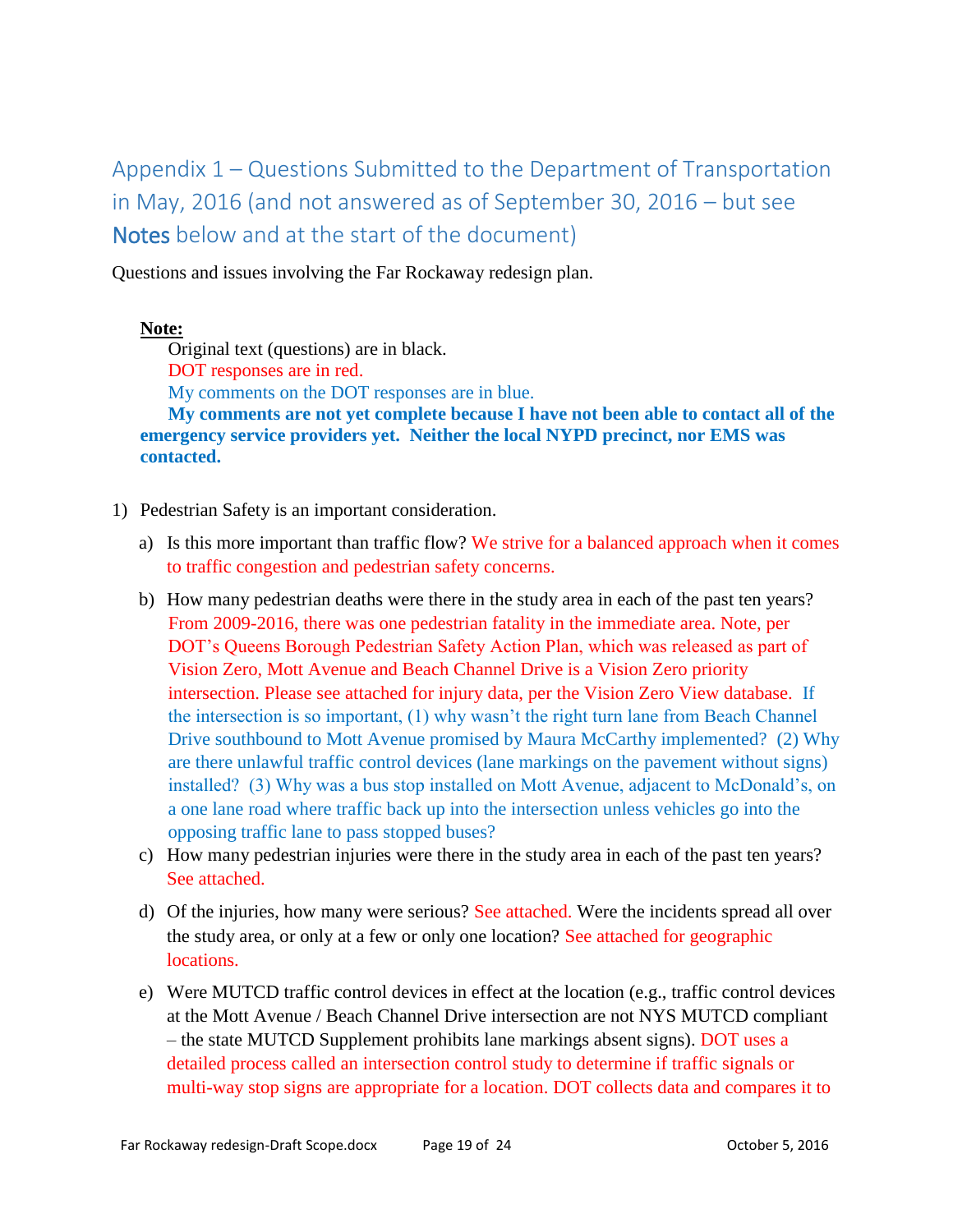# Appendix 1 – Questions Submitted to the Department of Transportation in May, 2016 (and not answered as of September 30, 2016 – but see Notes below and at the start of the document)

Questions and issues involving the Far Rockaway redesign plan.

**Note:**

Original text (questions) are in black.

DOT responses are in red.

My comments on the DOT responses are in blue.

**My comments are not yet complete because I have not been able to contact all of the emergency service providers yet. Neither the local NYPD precinct, nor EMS was contacted.**

1) Pedestrian Safety is an important consideration.

   a) Is this more important than traffic flow? We strive for a balanced approach when it comes to traffic congestion and pedestrian safety concerns.

   b) How many pedestrian deaths were there in the study area in each of the past ten years? From 2009-2016, there was one pedestrian fatality in the immediate area. Note, per DOT's Queens Borough Pedestrian Safety Action Plan, which was released as part of Vision Zero, Mott Avenue and Beach Channel Drive is a Vision Zero priority intersection. Please see attached for injury data, per the Vision Zero View database. If the intersection is so important, (1) why wasn't the right turn lane from Beach Channel Drive southbound to Mott Avenue promised by Maura McCarthy implemented? (2) Why are there unlawful traffic control devices (lane markings on the pavement without signs) installed? (3) Why was a bus stop installed on Mott Avenue, adjacent to McDonald's, on a one lane road where traffic back up into the intersection unless vehicles go into the opposing traffic lane to pass stopped buses?

   c) How many pedestrian injuries were there in the study area in each of the past ten years? See attached.

   d) Of the injuries, how many were serious? See attached. Were the incidents spread all over the study area, or only at a few or only one location? See attached for geographic locations.

   e) Were MUTCD traffic control devices in effect at the location (e.g., traffic control devices at the Mott Avenue / Beach Channel Drive intersection are not NYS MUTCD compliant – the state MUTCD Supplement prohibits lane markings absent signs). DOT uses a detailed process called an intersection control study to determine if traffic signals or multi-way stop signs are appropriate for a location. DOT collects data and compares it to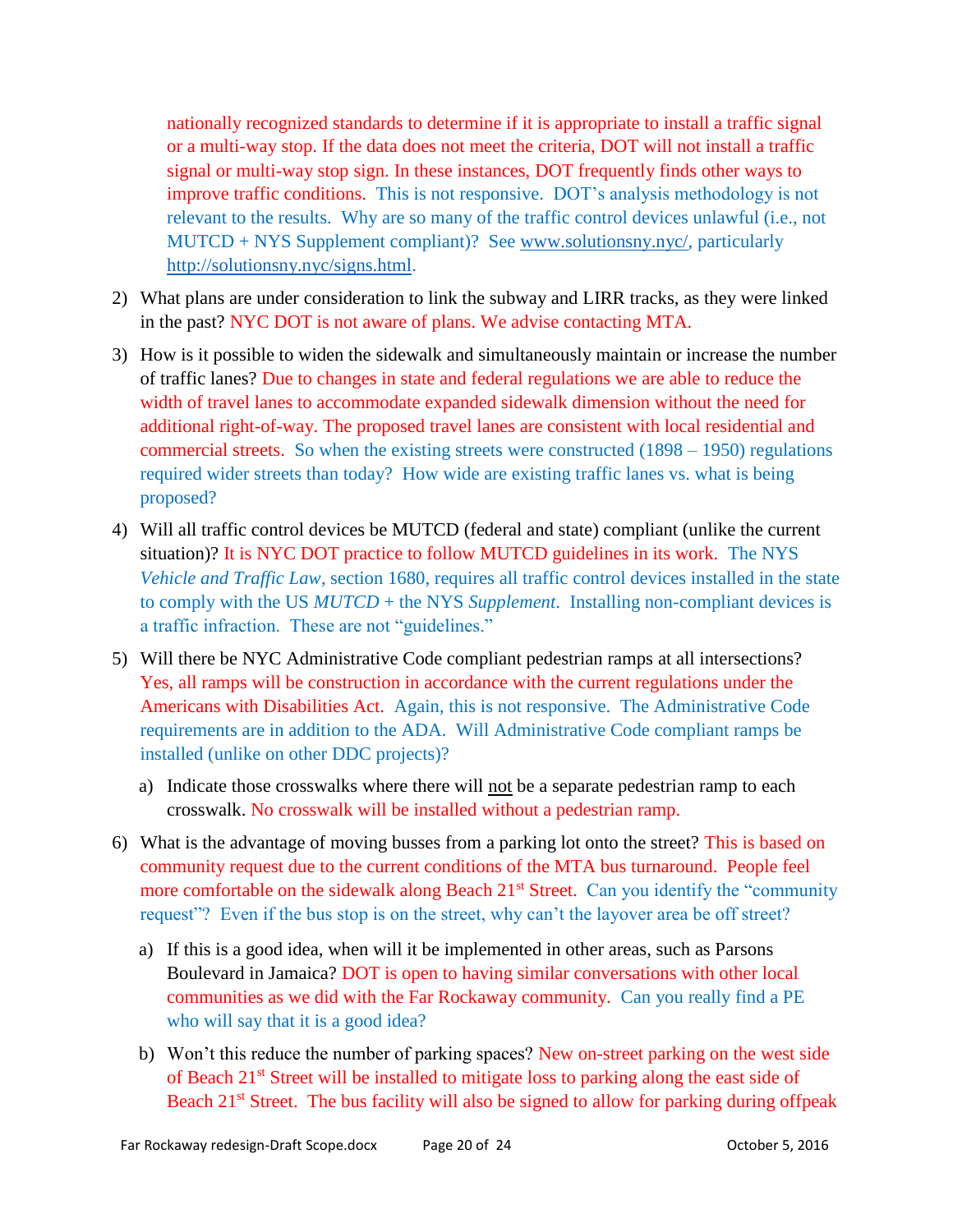nationally recognized standards to determine if it is appropriate to install a traffic signal or a multi-way stop. If the data does not meet the criteria, DOT will not install a traffic signal or multi-way stop sign. In these instances, DOT frequently finds other ways to improve traffic conditions. This is not responsive. DOT's analysis methodology is not relevant to the results. Why are so many of the traffic control devices unlawful (i.e., not MUTCD + NYS Supplement compliant)? See www.solutionsny.nyc/, particularly http://solutionsny.nyc/signs.html.

2) What plans are under consideration to link the subway and LIRR tracks, as they were linked in the past? NYC DOT is not aware of plans. We advise contacting MTA.

3) How is it possible to widen the sidewalk and simultaneously maintain or increase the number of traffic lanes? Due to changes in state and federal regulations we are able to reduce the width of travel lanes to accommodate expanded sidewalk dimension without the need for additional right-of-way. The proposed travel lanes are consistent with local residential and commercial streets. So when the existing streets were constructed (1898 – 1950) regulations required wider streets than today? How wide are existing traffic lanes vs. what is being proposed?

4) Will all traffic control devices be MUTCD (federal and state) compliant (unlike the current situation)? It is NYC DOT practice to follow MUTCD guidelines in its work. The NYS *Vehicle and Traffic Law*, section 1680, requires all traffic control devices installed in the state to comply with the US *MUTCD* + the NYS *Supplement*. Installing non-compliant devices is a traffic infraction. These are not "guidelines."

5) Will there be NYC Administrative Code compliant pedestrian ramps at all intersections? Yes, all ramps will be construction in accordance with the current regulations under the Americans with Disabilities Act. Again, this is not responsive. The Administrative Code requirements are in addition to the ADA. Will Administrative Code compliant ramps be installed (unlike on other DDC projects)?

   a) Indicate those crosswalks where there will not be a separate pedestrian ramp to each crosswalk. No crosswalk will be installed without a pedestrian ramp.

6) What is the advantage of moving busses from a parking lot onto the street? This is based on community request due to the current conditions of the MTA bus turnaround. People feel more comfortable on the sidewalk along Beach 21st Street. Can you identify the "community request"? Even if the bus stop is on the street, why can't the layover area be off street?

   a) If this is a good idea, when will it be implemented in other areas, such as Parsons Boulevard in Jamaica? DOT is open to having similar conversations with other local communities as we did with the Far Rockaway community. Can you really find a PE who will say that it is a good idea?

   b) Won't this reduce the number of parking spaces? New on-street parking on the west side of Beach 21st Street will be installed to mitigate loss to parking along the east side of Beach 21st Street. The bus facility will also be signed to allow for parking during offpeak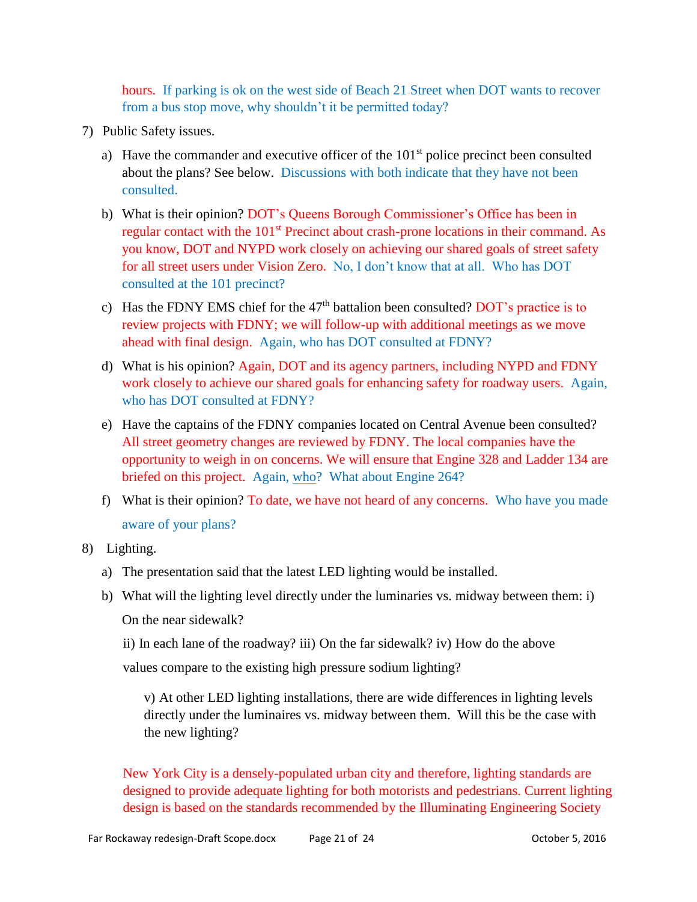hours. If parking is ok on the west side of Beach 21 Street when DOT wants to recover from a bus stop move, why shouldn't it be permitted today?

7) Public Safety issues.

   a) Have the commander and executive officer of the 101st police precinct been consulted about the plans? See below. Discussions with both indicate that they have not been consulted.

   b) What is their opinion? DOT's Queens Borough Commissioner's Office has been in regular contact with the 101st Precinct about crash-prone locations in their command. As you know, DOT and NYPD work closely on achieving our shared goals of street safety for all street users under Vision Zero. No, I don't know that at all. Who has DOT consulted at the 101 precinct?

   c) Has the FDNY EMS chief for the 47th battalion been consulted? DOT's practice is to review projects with FDNY; we will follow-up with additional meetings as we move ahead with final design. Again, who has DOT consulted at FDNY?

   d) What is his opinion? Again, DOT and its agency partners, including NYPD and FDNY work closely to achieve our shared goals for enhancing safety for roadway users. Again, who has DOT consulted at FDNY?

   e) Have the captains of the FDNY companies located on Central Avenue been consulted? All street geometry changes are reviewed by FDNY. The local companies have the opportunity to weigh in on concerns. We will ensure that Engine 328 and Ladder 134 are briefed on this project. Again, who? What about Engine 264?

   f) What is their opinion? To date, we have not heard of any concerns. Who have you made aware of your plans?

8) Lighting.

   a) The presentation said that the latest LED lighting would be installed.

   b) What will the lighting level directly under the luminaries vs. midway between them: i) On the near sidewalk?

      ii) In each lane of the roadway? iii) On the far sidewalk? iv) How do the above values compare to the existing high pressure sodium lighting?

      v) At other LED lighting installations, there are wide differences in lighting levels directly under the luminaires vs. midway between them. Will this be the case with the new lighting?

   New York City is a densely-populated urban city and therefore, lighting standards are designed to provide adequate lighting for both motorists and pedestrians. Current lighting design is based on the standards recommended by the Illuminating Engineering Society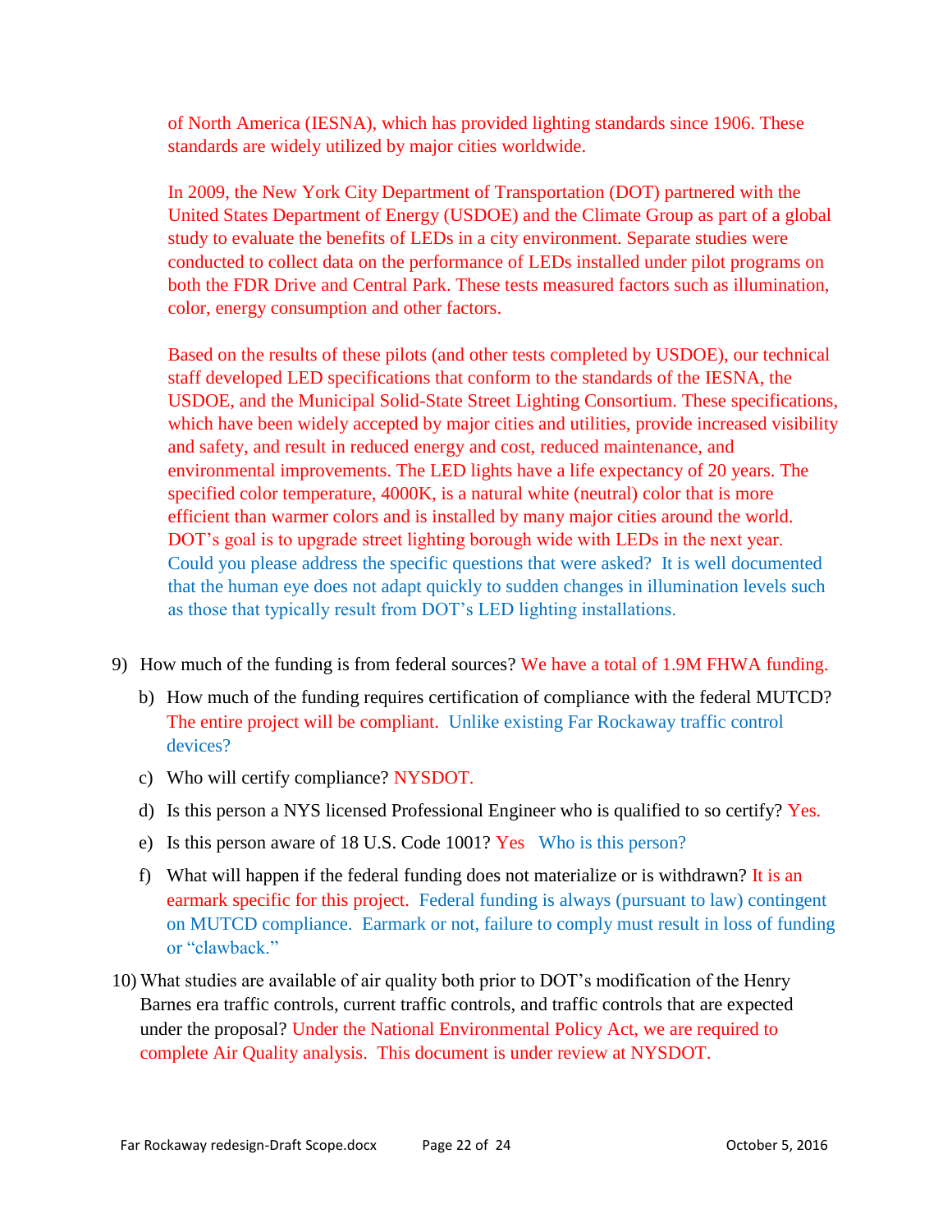of North America (IESNA), which has provided lighting standards since 1906. These standards are widely utilized by major cities worldwide.

In 2009, the New York City Department of Transportation (DOT) partnered with the United States Department of Energy (USDOE) and the Climate Group as part of a global study to evaluate the benefits of LEDs in a city environment. Separate studies were conducted to collect data on the performance of LEDs installed under pilot programs on both the FDR Drive and Central Park. These tests measured factors such as illumination, color, energy consumption and other factors.

Based on the results of these pilots (and other tests completed by USDOE), our technical staff developed LED specifications that conform to the standards of the IESNA, the USDOE, and the Municipal Solid-State Street Lighting Consortium. These specifications, which have been widely accepted by major cities and utilities, provide increased visibility and safety, and result in reduced energy and cost, reduced maintenance, and environmental improvements. The LED lights have a life expectancy of 20 years. The specified color temperature, 4000K, is a natural white (neutral) color that is more efficient than warmer colors and is installed by many major cities around the world. DOT's goal is to upgrade street lighting borough wide with LEDs in the next year. Could you please address the specific questions that were asked? It is well documented that the human eye does not adapt quickly to sudden changes in illumination levels such as those that typically result from DOT's LED lighting installations.

9) How much of the funding is from federal sources? We have a total of 1.9M FHWA funding.
   b) How much of the funding requires certification of compliance with the federal MUTCD? The entire project will be compliant. Unlike existing Far Rockaway traffic control devices?
   c) Who will certify compliance? NYSDOT.
   d) Is this person a NYS licensed Professional Engineer who is qualified to so certify? Yes.
   e) Is this person aware of 18 U.S. Code 1001? Yes Who is this person?
   f) What will happen if the federal funding does not materialize or is withdrawn? It is an earmark specific for this project. Federal funding is always (pursuant to law) contingent on MUTCD compliance. Earmark or not, failure to comply must result in loss of funding or "clawback."

10) What studies are available of air quality both prior to DOT's modification of the Henry Barnes era traffic controls, current traffic controls, and traffic controls that are expected under the proposal? Under the National Environmental Policy Act, we are required to complete Air Quality analysis. This document is under review at NYSDOT.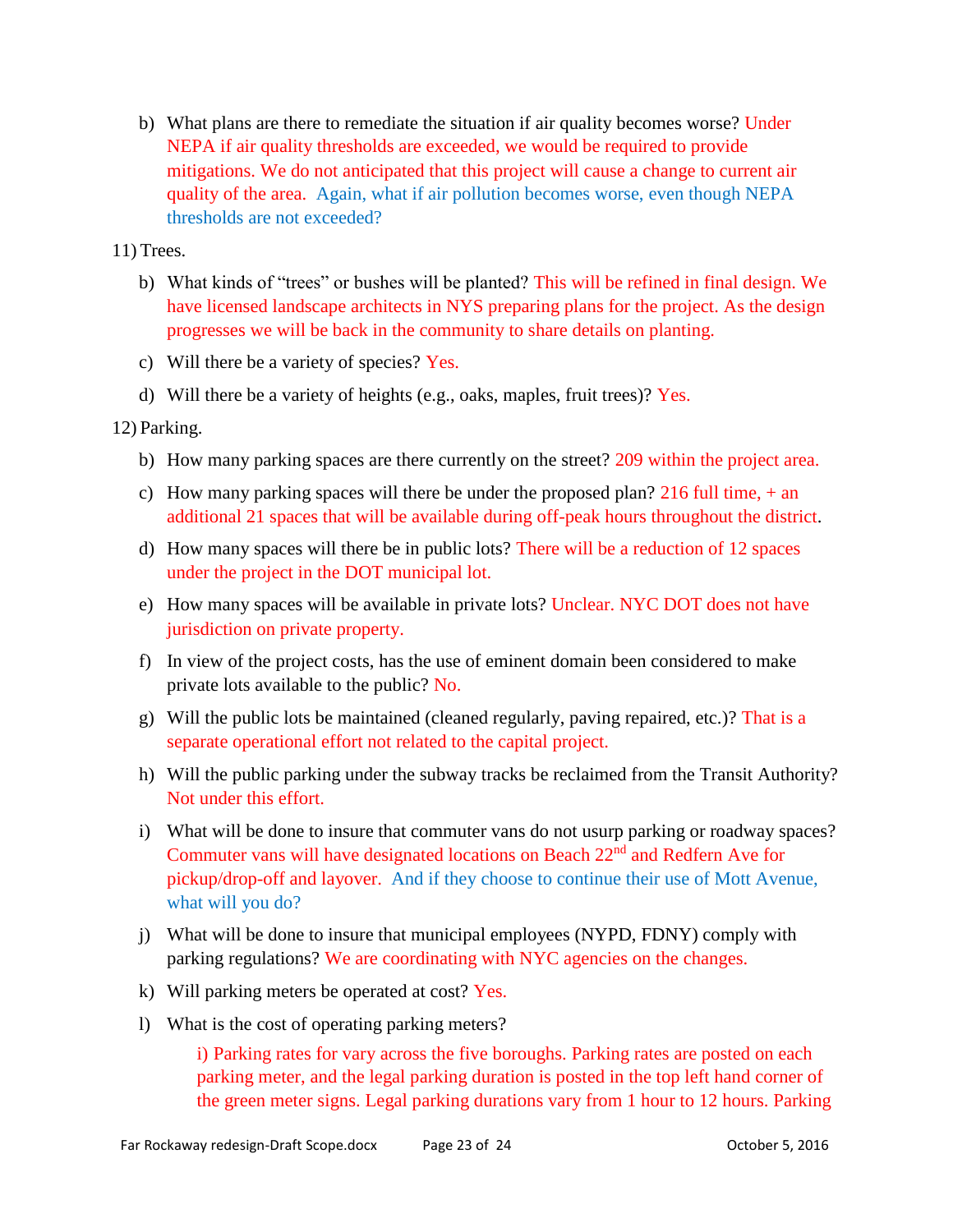b) What plans are there to remediate the situation if air quality becomes worse? Under NEPA if air quality thresholds are exceeded, we would be required to provide mitigations. We do not anticipated that this project will cause a change to current air quality of the area. Again, what if air pollution becomes worse, even though NEPA thresholds are not exceeded?

11) Trees.

b) What kinds of "trees" or bushes will be planted? This will be refined in final design. We have licensed landscape architects in NYS preparing plans for the project. As the design progresses we will be back in the community to share details on planting.

c) Will there be a variety of species? Yes.

d) Will there be a variety of heights (e.g., oaks, maples, fruit trees)? Yes.

12) Parking.

b) How many parking spaces are there currently on the street? 209 within the project area.

c) How many parking spaces will there be under the proposed plan? 216 full time, + an additional 21 spaces that will be available during off-peak hours throughout the district.

d) How many spaces will there be in public lots? There will be a reduction of 12 spaces under the project in the DOT municipal lot.

e) How many spaces will be available in private lots? Unclear. NYC DOT does not have jurisdiction on private property.

f) In view of the project costs, has the use of eminent domain been considered to make private lots available to the public? No.

g) Will the public lots be maintained (cleaned regularly, paving repaired, etc.)? That is a separate operational effort not related to the capital project.

h) Will the public parking under the subway tracks be reclaimed from the Transit Authority? Not under this effort.

i) What will be done to insure that commuter vans do not usurp parking or roadway spaces? Commuter vans will have designated locations on Beach 22nd and Redfern Ave for pickup/drop-off and layover. And if they choose to continue their use of Mott Avenue, what will you do?

j) What will be done to insure that municipal employees (NYPD, FDNY) comply with parking regulations? We are coordinating with NYC agencies on the changes.

k) Will parking meters be operated at cost? Yes.

l) What is the cost of operating parking meters?

i) Parking rates for vary across the five boroughs. Parking rates are posted on each parking meter, and the legal parking duration is posted in the top left hand corner of the green meter signs. Legal parking durations vary from 1 hour to 12 hours. Parking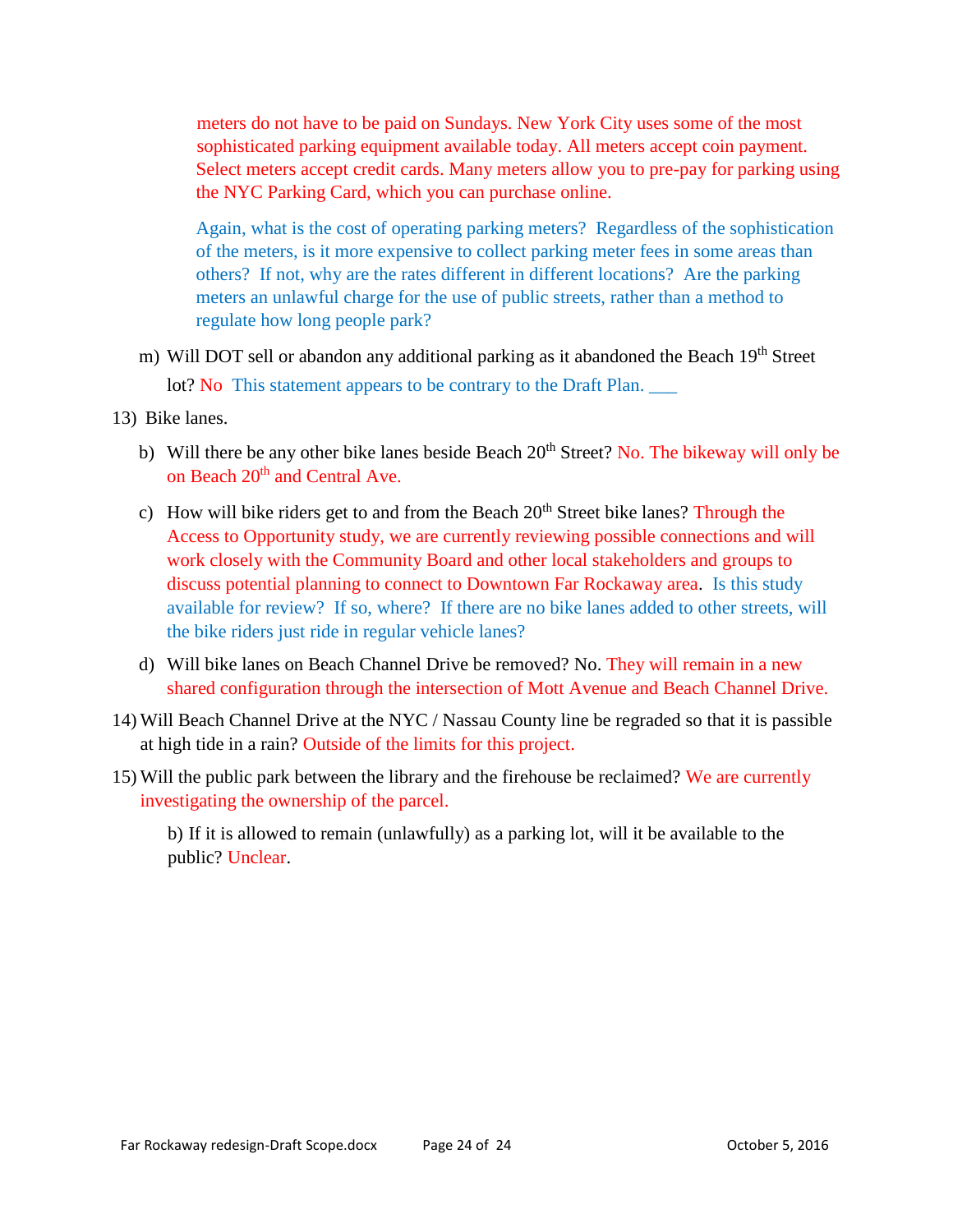meters do not have to be paid on Sundays. New York City uses some of the most sophisticated parking equipment available today. All meters accept coin payment. Select meters accept credit cards. Many meters allow you to pre-pay for parking using the NYC Parking Card, which you can purchase online.

Again, what is the cost of operating parking meters? Regardless of the sophistication of the meters, is it more expensive to collect parking meter fees in some areas than others? If not, why are the rates different in different locations? Are the parking meters an unlawful charge for the use of public streets, rather than a method to regulate how long people park?

m) Will DOT sell or abandon any additional parking as it abandoned the Beach 19th Street lot? No This statement appears to be contrary to the Draft Plan. ___

13) Bike lanes.

b) Will there be any other bike lanes beside Beach 20th Street? No. The bikeway will only be on Beach 20th and Central Ave.

c) How will bike riders get to and from the Beach 20th Street bike lanes? Through the Access to Opportunity study, we are currently reviewing possible connections and will work closely with the Community Board and other local stakeholders and groups to discuss potential planning to connect to Downtown Far Rockaway area. Is this study available for review? If so, where? If there are no bike lanes added to other streets, will the bike riders just ride in regular vehicle lanes?

d) Will bike lanes on Beach Channel Drive be removed? No. They will remain in a new shared configuration through the intersection of Mott Avenue and Beach Channel Drive.

14) Will Beach Channel Drive at the NYC / Nassau County line be regraded so that it is passible at high tide in a rain? Outside of the limits for this project.

15) Will the public park between the library and the firehouse be reclaimed? We are currently investigating the ownership of the parcel.

b) If it is allowed to remain (unlawfully) as a parking lot, will it be available to the public? Unclear.